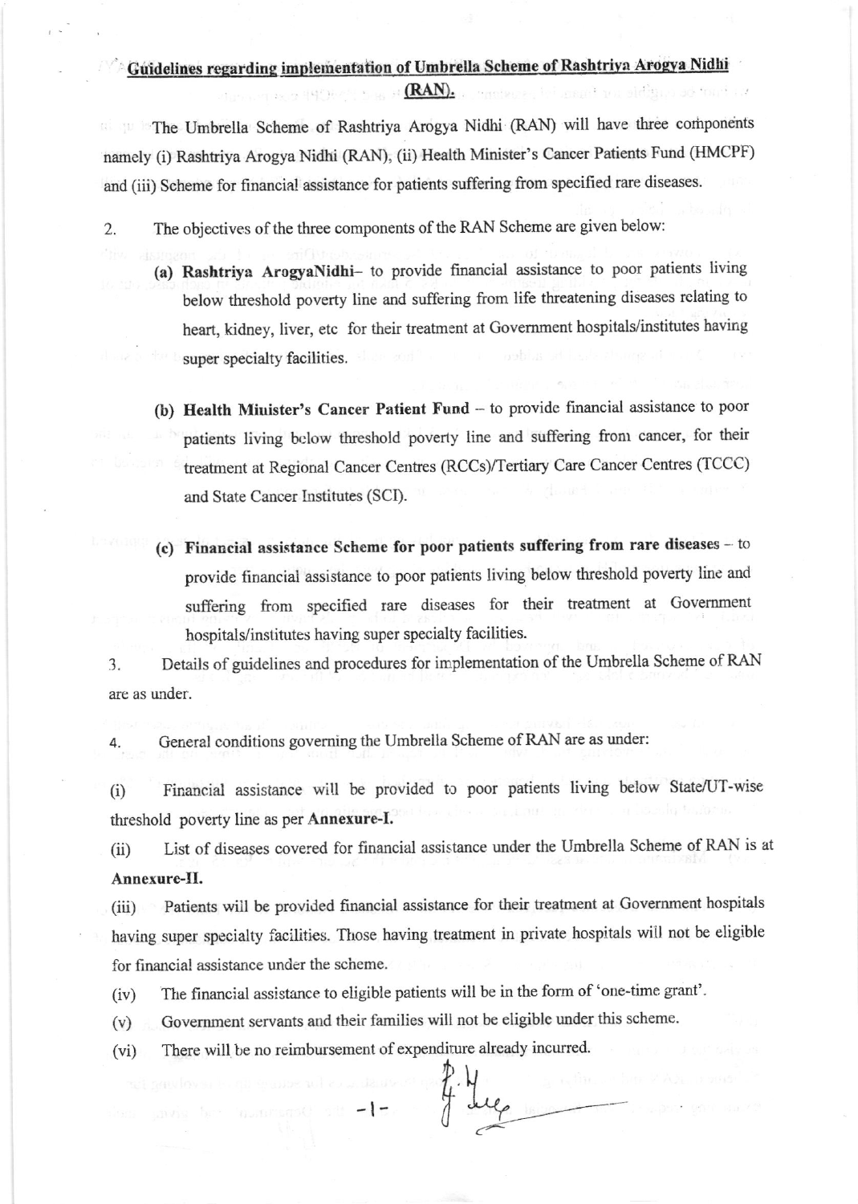# Guidelines regarding implementation of Umbrella Scheme of Rashtriya Arogya Nidhi (RAN).

The Umbrella Scheme of Rashtriya Arogya Nidhi (RAN) will have three components namely (i) Rashtriya Arogya Nidhi (RAN), (ii) Health Minister's Cancer Patients Fund (HMCPF) and (iii) Scheme for financial assistance for patients suffering from specified rare diseases.

2. The objectives of the three components of the RAN Scheme are given below:

   **(a) Rashtriya ArogyaNidhi**– to provide financial assistance to poor patients living below threshold poverty line and suffering from life threatening diseases relating to heart, kidney, liver, etc for their treatment at Government hospitals/institutes having super specialty facilities.

   **(b) Health Minister's Cancer Patient Fund** – to provide financial assistance to poor patients living below threshold poverty line and suffering from cancer, for their treatment at Regional Cancer Centres (RCCs)/Tertiary Care Cancer Centres (TCCC) and State Cancer Institutes (SCI).

   **(c) Financial assistance Scheme for poor patients suffering from rare diseases** – to provide financial assistance to poor patients living below threshold poverty line and suffering from specified rare diseases for their treatment at Government hospitals/institutes having super specialty facilities.

3. Details of guidelines and procedures for implementation of the Umbrella Scheme of RAN are as under.

4. General conditions governing the Umbrella Scheme of RAN are as under:

(i) Financial assistance will be provided to poor patients living below State/UT-wise threshold poverty line as per **Annexure-I.**

(ii) List of diseases covered for financial assistance under the Umbrella Scheme of RAN is at **Annexure-II.**

(iii) Patients will be provided financial assistance for their treatment at Government hospitals having super specialty facilities. Those having treatment in private hospitals will not be eligible for financial assistance under the scheme.

(iv) The financial assistance to eligible patients will be in the form of 'one-time grant'.

(v) Government servants and their families will not be eligible under this scheme.

(vi) There will be no reimbursement of expenditure already incurred.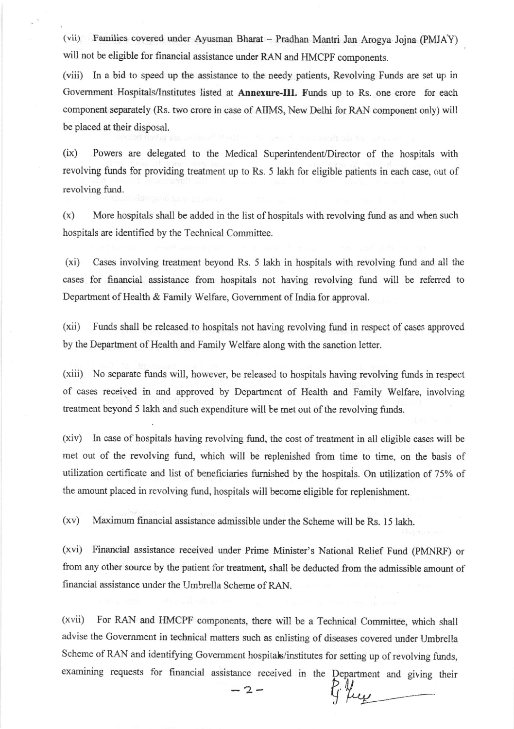(vii) Families covered under Ayusman Bharat – Pradhan Mantri Jan Arogya Jojna (PMJAY) will not be eligible for financial assistance under RAN and HMCPF components.

(viii) In a bid to speed up the assistance to the needy patients, Revolving Funds are set up in Government Hospitals/Institutes listed at **Annexure-III.** Funds up to Rs. one crore for each component separately (Rs. two crore in case of AIIMS, New Delhi for RAN component only) will be placed at their disposal.

(ix) Powers are delegated to the Medical Superintendent/Director of the hospitals with revolving funds for providing treatment up to Rs. 5 lakh for eligible patients in each case, out of revolving fund.

(x) More hospitals shall be added in the list of hospitals with revolving fund as and when such hospitals are identified by the Technical Committee.

(xi) Cases involving treatment beyond Rs. 5 lakh in hospitals with revolving fund and all the cases for financial assistance from hospitals not having revolving fund will be referred to Department of Health & Family Welfare, Government of India for approval.

(xii) Funds shall be released to hospitals not having revolving fund in respect of cases approved by the Department of Health and Family Welfare along with the sanction letter.

(xiii) No separate funds will, however, be released to hospitals having revolving funds in respect of cases received in and approved by Department of Health and Family Welfare, involving treatment beyond 5 lakh and such expenditure will be met out of the revolving funds.

(xiv) In case of hospitals having revolving fund, the cost of treatment in all eligible cases will be met out of the revolving fund, which will be replenished from time to time, on the basis of utilization certificate and list of beneficiaries furnished by the hospitals. On utilization of 75% of the amount placed in revolving fund, hospitals will become eligible for replenishment.

(xv) Maximum financial assistance admissible under the Scheme will be Rs. 15 lakh.

(xvi) Financial assistance received under Prime Minister's National Relief Fund (PMNRF) or from any other source by the patient for treatment, shall be deducted from the admissible amount of financial assistance under the Umbrella Scheme of RAN.

(xvii) For RAN and HMCPF components, there will be a Technical Committee, which shall advise the Government in technical matters such as enlisting of diseases covered under Umbrella Scheme of RAN and identifying Government hospitals/institutes for setting up of revolving funds, examining requests for financial assistance received in the Department and giving their